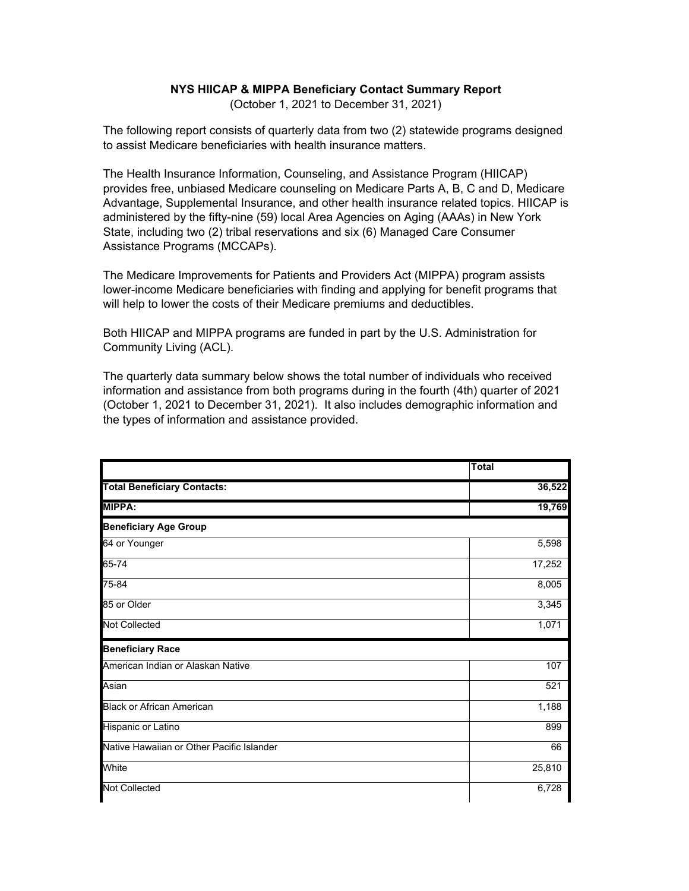**NYS HIICAP & MIPPA Beneficiary Contact Summary Report**

(October 1, 2021 to December 31, 2021)

The following report consists of quarterly data from two (2) statewide programs designed to assist Medicare beneficiaries with health insurance matters.

The Health Insurance Information, Counseling, and Assistance Program (HIICAP) provides free, unbiased Medicare counseling on Medicare Parts A, B, C and D, Medicare Advantage, Supplemental Insurance, and other health insurance related topics. HIICAP is administered by the fifty-nine (59) local Area Agencies on Aging (AAAs) in New York State, including two (2) tribal reservations and six (6) Managed Care Consumer Assistance Programs (MCCAPs).

The Medicare Improvements for Patients and Providers Act (MIPPA) program assists lower-income Medicare beneficiaries with finding and applying for benefit programs that will help to lower the costs of their Medicare premiums and deductibles.

Both HIICAP and MIPPA programs are funded in part by the U.S. Administration for Community Living (ACL).

The quarterly data summary below shows the total number of individuals who received information and assistance from both programs during in the fourth (4th) quarter of 2021 (October 1, 2021 to December 31, 2021). It also includes demographic information and the types of information and assistance provided.

| | Total |
|---|---|
| **Total Beneficiary Contacts:** | **36,522** |
| **MIPPA:** | **19,769** |
| **Beneficiary Age Group** | |
| 64 or Younger | 5,598 |
| 65-74 | 17,252 |
| 75-84 | 8,005 |
| 85 or Older | 3,345 |
| Not Collected | 1,071 |
| **Beneficiary Race** | |
| American Indian or Alaskan Native | 107 |
| Asian | 521 |
| Black or African American | 1,188 |
| Hispanic or Latino | 899 |
| Native Hawaiian or Other Pacific Islander | 66 |
| White | 25,810 |
| Not Collected | 6,728 |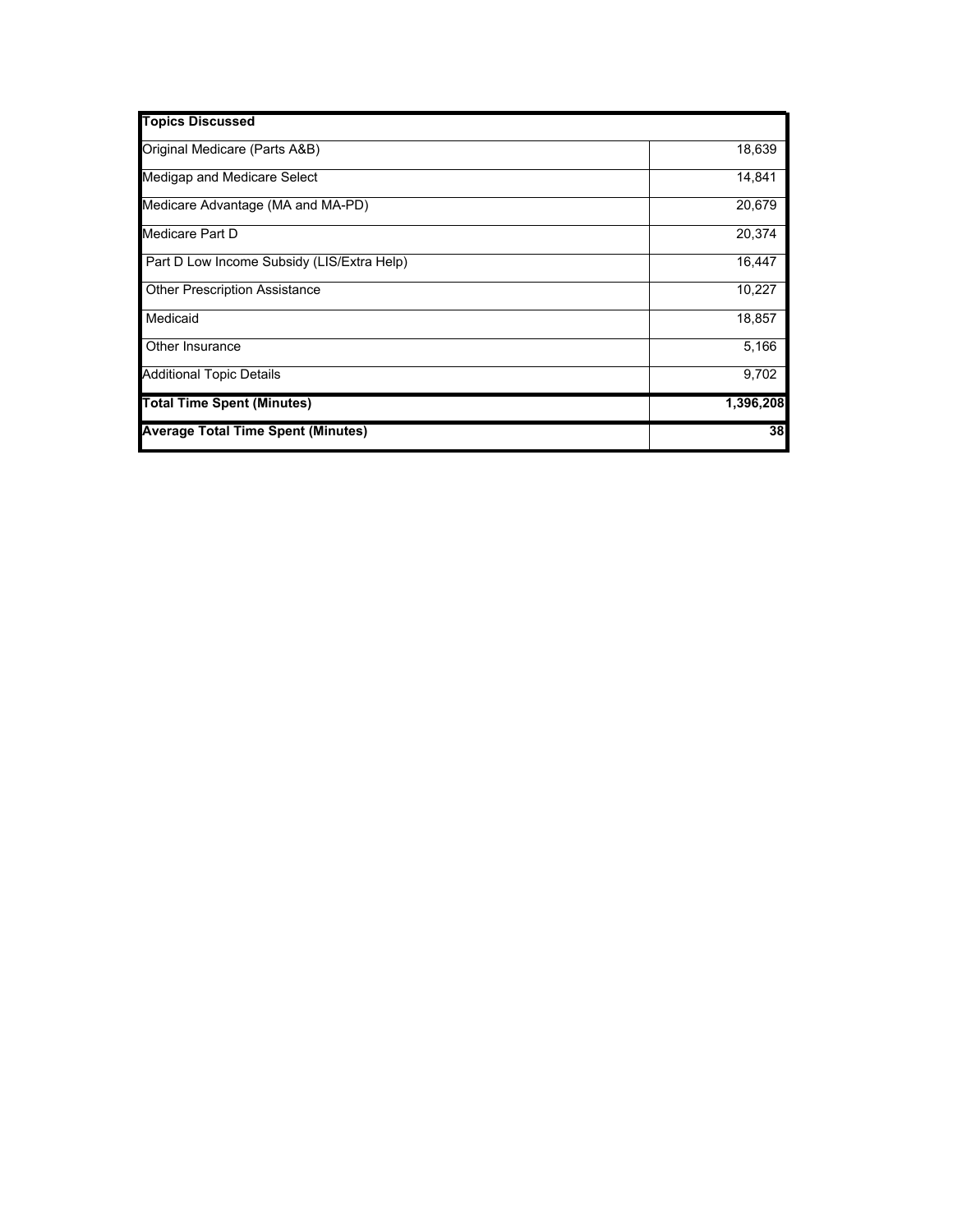| Topics Discussed | |
|---|---|
| Original Medicare (Parts A&B) | 18,639 |
| Medigap and Medicare Select | 14,841 |
| Medicare Advantage (MA and MA-PD) | 20,679 |
| Medicare Part D | 20,374 |
| Part D Low Income Subsidy (LIS/Extra Help) | 16,447 |
| Other Prescription Assistance | 10,227 |
| Medicaid | 18,857 |
| Other Insurance | 5,166 |
| Additional Topic Details | 9,702 |
| **Total Time Spent (Minutes)** | **1,396,208** |
| **Average Total Time Spent (Minutes)** | **38** |